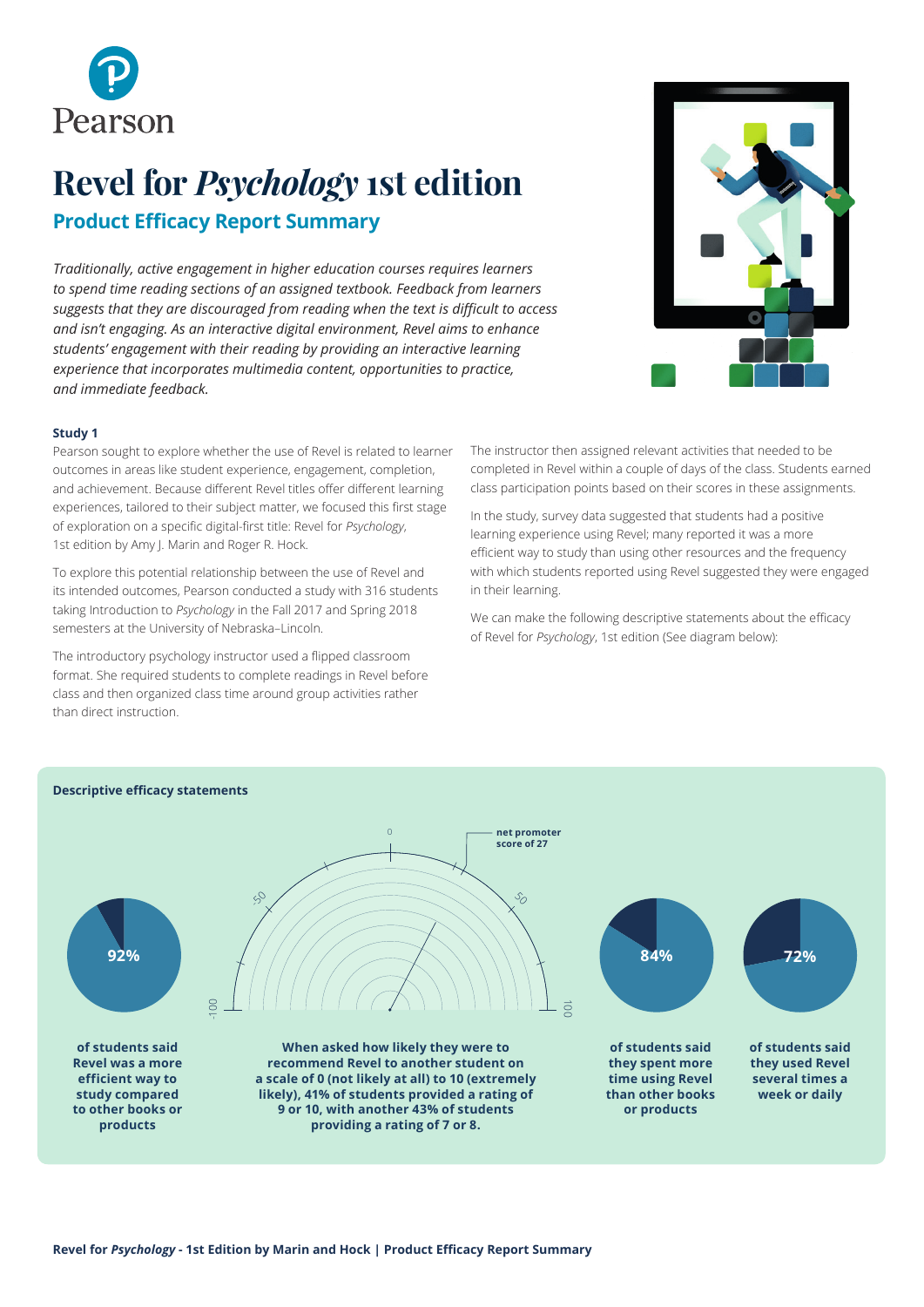Pearson

# Revel for *Psychology* 1st edition

## Product Efficacy Report Summary

*Traditionally, active engagement in higher education courses requires learners to spend time reading sections of an assigned textbook. Feedback from learners suggests that they are discouraged from reading when the text is difficult to access and isn't engaging. As an interactive digital environment, Revel aims to enhance students' engagement with their reading by providing an interactive learning experience that incorporates multimedia content, opportunities to practice, and immediate feedback.*

### Study 1

Pearson sought to explore whether the use of Revel is related to learner outcomes in areas like student experience, engagement, completion, and achievement. Because different Revel titles offer different learning experiences, tailored to their subject matter, we focused this first stage of exploration on a specific digital-first title: Revel for *Psychology*, 1st edition by Amy J. Marin and Roger R. Hock.

To explore this potential relationship between the use of Revel and its intended outcomes, Pearson conducted a study with 316 students taking Introduction to *Psychology* in the Fall 2017 and Spring 2018 semesters at the University of Nebraska–Lincoln.

The introductory psychology instructor used a flipped classroom format. She required students to complete readings in Revel before class and then organized class time around group activities rather than direct instruction.

The instructor then assigned relevant activities that needed to be completed in Revel within a couple of days of the class. Students earned class participation points based on their scores in these assignments.

In the study, survey data suggested that students had a positive learning experience using Revel; many reported it was a more efficient way to study than using other resources and the frequency with which students reported using Revel suggested they were engaged in their learning.

We can make the following descriptive statements about the efficacy of Revel for *Psychology*, 1st edition (See diagram below):

### Descriptive efficacy statements

**92%** of students said Revel was a more efficient way to study compared to other books or products

-100 | -50 | 0 | 50 | 100 — **net promoter score of 27**

When asked how likely they were to recommend Revel to another student on a scale of 0 (not likely at all) to 10 (extremely likely), 41% of students provided a rating of 9 or 10, with another 43% of students providing a rating of 7 or 8.

**84%** of students said they spent more time using Revel than other books or products

**72%** of students said they used Revel several times a week or daily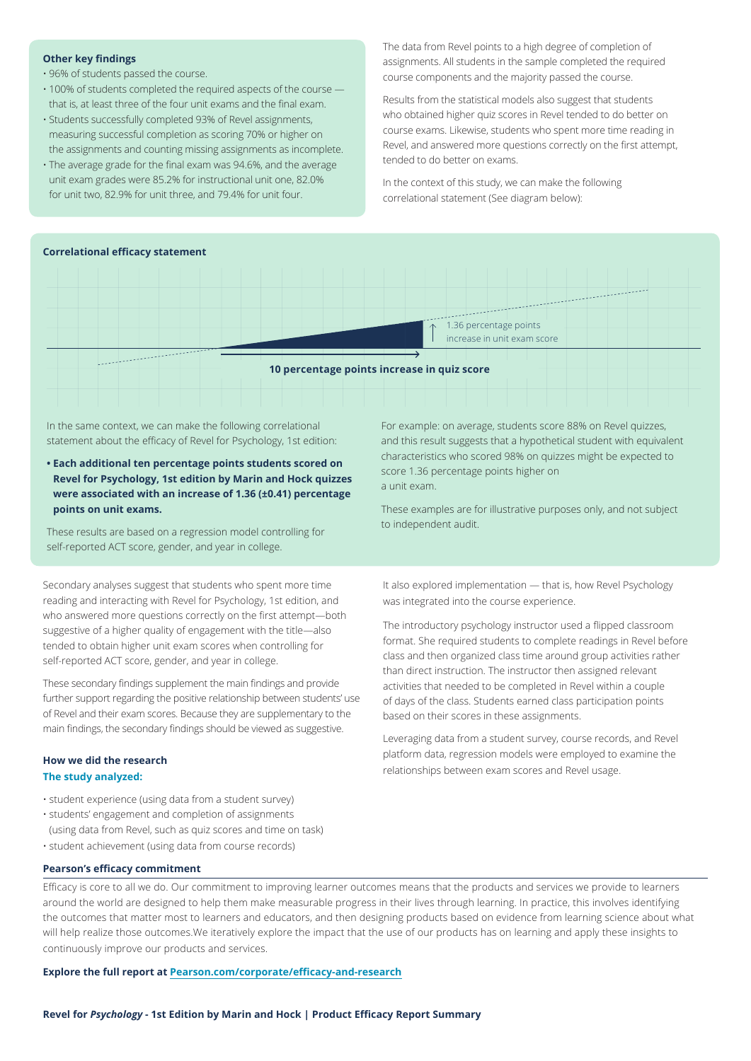### Other key findings

- 96% of students passed the course.
- 100% of students completed the required aspects of the course — that is, at least three of the four unit exams and the final exam.
- Students successfully completed 93% of Revel assignments, measuring successful completion as scoring 70% or higher on the assignments and counting missing assignments as incomplete.
- The average grade for the final exam was 94.6%, and the average unit exam grades were 85.2% for instructional unit one, 82.0% for unit two, 82.9% for unit three, and 79.4% for unit four.

The data from Revel points to a high degree of completion of assignments. All students in the sample completed the required course components and the majority passed the course.

Results from the statistical models also suggest that students who obtained higher quiz scores in Revel tended to do better on course exams. Likewise, students who spent more time reading in Revel, and answered more questions correctly on the first attempt, tended to do better on exams.

In the context of this study, we can make the following correlational statement (See diagram below):

### Correlational efficacy statement

1.36 percentage points increase in unit exam score

**10 percentage points increase in quiz score**

In the same context, we can make the following correlational statement about the efficacy of Revel for Psychology, 1st edition:

- **Each additional ten percentage points students scored on Revel for Psychology, 1st edition by Marin and Hock quizzes were associated with an increase of 1.36 (±0.41) percentage points on unit exams.**

These results are based on a regression model controlling for self-reported ACT score, gender, and year in college.

For example: on average, students score 88% on Revel quizzes, and this result suggests that a hypothetical student with equivalent characteristics who scored 98% on quizzes might be expected to score 1.36 percentage points higher on a unit exam.

These examples are for illustrative purposes only, and not subject to independent audit.

Secondary analyses suggest that students who spent more time reading and interacting with Revel for Psychology, 1st edition, and who answered more questions correctly on the first attempt—both suggestive of a higher quality of engagement with the title—also tended to obtain higher unit exam scores when controlling for self-reported ACT score, gender, and year in college.

These secondary findings supplement the main findings and provide further support regarding the positive relationship between students' use of Revel and their exam scores. Because they are supplementary to the main findings, the secondary findings should be viewed as suggestive.

### How we did the research

#### The study analyzed:

- student experience (using data from a student survey)
- students' engagement and completion of assignments (using data from Revel, such as quiz scores and time on task)
- student achievement (using data from course records)

It also explored implementation — that is, how Revel Psychology was integrated into the course experience.

The introductory psychology instructor used a flipped classroom format. She required students to complete readings in Revel before class and then organized class time around group activities rather than direct instruction. The instructor then assigned relevant activities that needed to be completed in Revel within a couple of days of the class. Students earned class participation points based on their scores in these assignments.

Leveraging data from a student survey, course records, and Revel platform data, regression models were employed to examine the relationships between exam scores and Revel usage.

### Pearson's efficacy commitment

Efficacy is core to all we do. Our commitment to improving learner outcomes means that the products and services we provide to learners around the world are designed to help them make measurable progress in their lives through learning. In practice, this involves identifying the outcomes that matter most to learners and educators, and then designing products based on evidence from learning science about what will help realize those outcomes.We iteratively explore the impact that the use of our products has on learning and apply these insights to continuously improve our products and services.

**Explore the full report at [Pearson.com/corporate/efficacy-and-research](Pearson.com/corporate/efficacy-and-research)**

**Revel for *Psychology* - 1st Edition by Marin and Hock | Product Efficacy Report Summary**